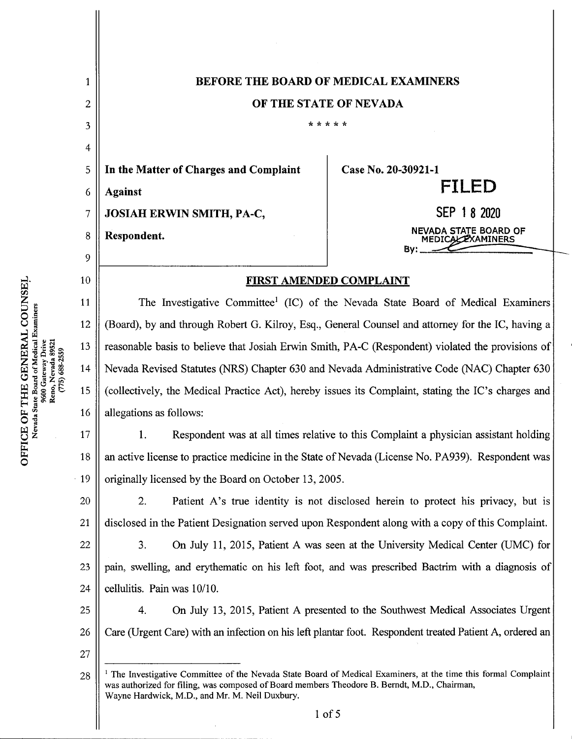# BEFORE THE BOARD OF MEDICAL EXAMINERS

# OF THE STATE OF NEVADA

\* \* \* \* \*

| In the Matter of Charges and Complaint Against JOSIAH ERWIN SMITH, PA-C, Respondent. | Case No. 20-30921-1 |
|---|---|

**FILED**

**SEP 18 2020**

NEVADA STATE BOARD OF MEDICAL EXAMINERS

By: \_\_\_\_\_\_\_\_

OFFICE OF THE GENERAL COUNSEL
Nevada State Board of Medical Examiners
9600 Gateway Drive
Reno, Nevada 89521
(775) 688-2559

## FIRST AMENDED COMPLAINT

The Investigative Committee[1] (IC) of the Nevada State Board of Medical Examiners (Board), by and through Robert G. Kilroy, Esq., General Counsel and attorney for the IC, having a reasonable basis to believe that Josiah Erwin Smith, PA-C (Respondent) violated the provisions of Nevada Revised Statutes (NRS) Chapter 630 and Nevada Administrative Code (NAC) Chapter 630 (collectively, the Medical Practice Act), hereby issues its Complaint, stating the IC's charges and allegations as follows:

1. Respondent was at all times relative to this Complaint a physician assistant holding an active license to practice medicine in the State of Nevada (License No. PA939). Respondent was originally licensed by the Board on October 13, 2005.

2. Patient A's true identity is not disclosed herein to protect his privacy, but is disclosed in the Patient Designation served upon Respondent along with a copy of this Complaint.

3. On July 11, 2015, Patient A was seen at the University Medical Center (UMC) for pain, swelling, and erythematic on his left foot, and was prescribed Bactrim with a diagnosis of cellulitis. Pain was 10/10.

4. On July 13, 2015, Patient A presented to the Southwest Medical Associates Urgent Care (Urgent Care) with an infection on his left plantar foot. Respondent treated Patient A, ordered an

---

[1] The Investigative Committee of the Nevada State Board of Medical Examiners, at the time this formal Complaint was authorized for filing, was composed of Board members Theodore B. Berndt, M.D., Chairman, Wayne Hardwick, M.D., and Mr. M. Neil Duxbury.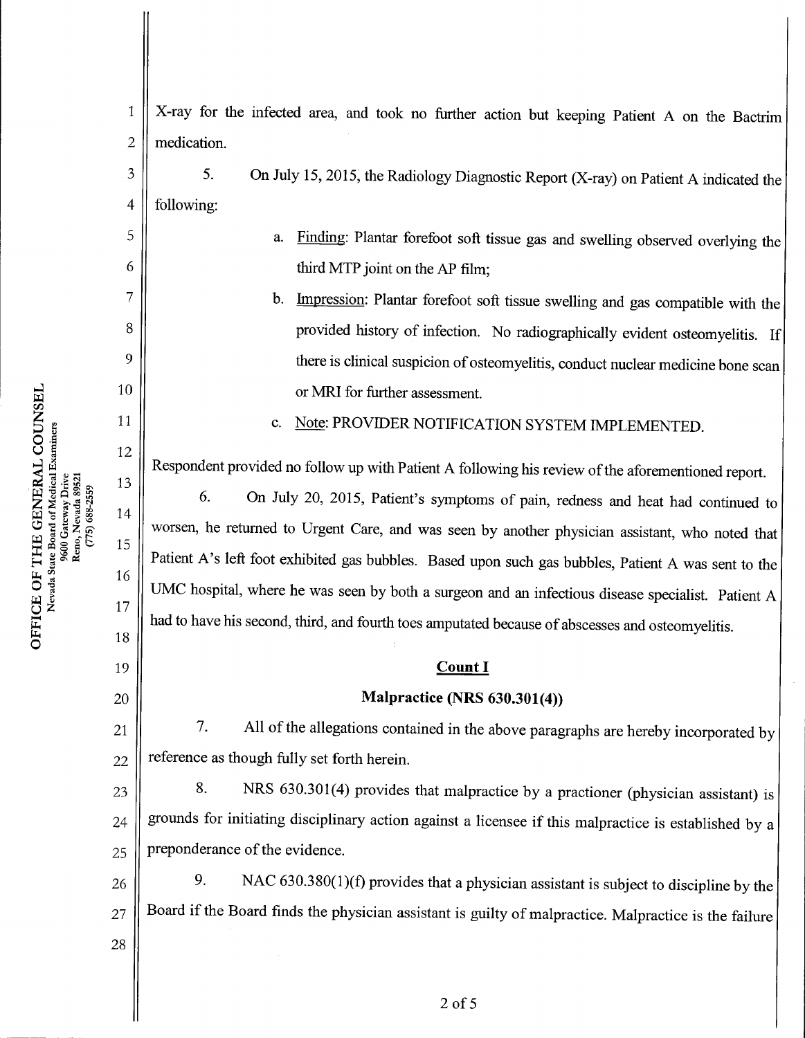X-ray for the infected area, and took no further action but keeping Patient A on the Bactrim medication.

5. On July 15, 2015, the Radiology Diagnostic Report (X-ray) on Patient A indicated the following:

a. Finding: Plantar forefoot soft tissue gas and swelling observed overlying the third MTP joint on the AP film;

b. Impression: Plantar forefoot soft tissue swelling and gas compatible with the provided history of infection. No radiographically evident osteomyelitis. If there is clinical suspicion of osteomyelitis, conduct nuclear medicine bone scan or MRI for further assessment.

c. Note: PROVIDER NOTIFICATION SYSTEM IMPLEMENTED.

Respondent provided no follow up with Patient A following his review of the aforementioned report.

6. On July 20, 2015, Patient's symptoms of pain, redness and heat had continued to worsen, he returned to Urgent Care, and was seen by another physician assistant, who noted that Patient A's left foot exhibited gas bubbles. Based upon such gas bubbles, Patient A was sent to the UMC hospital, where he was seen by both a surgeon and an infectious disease specialist. Patient A had to have his second, third, and fourth toes amputated because of abscesses and osteomyelitis.

## Count I

## Malpractice (NRS 630.301(4))

7. All of the allegations contained in the above paragraphs are hereby incorporated by reference as though fully set forth herein.

8. NRS 630.301(4) provides that malpractice by a practioner (physician assistant) is grounds for initiating disciplinary action against a licensee if this malpractice is established by a preponderance of the evidence.

9. NAC 630.380(1)(f) provides that a physician assistant is subject to discipline by the Board if the Board finds the physician assistant is guilty of malpractice. Malpractice is the failure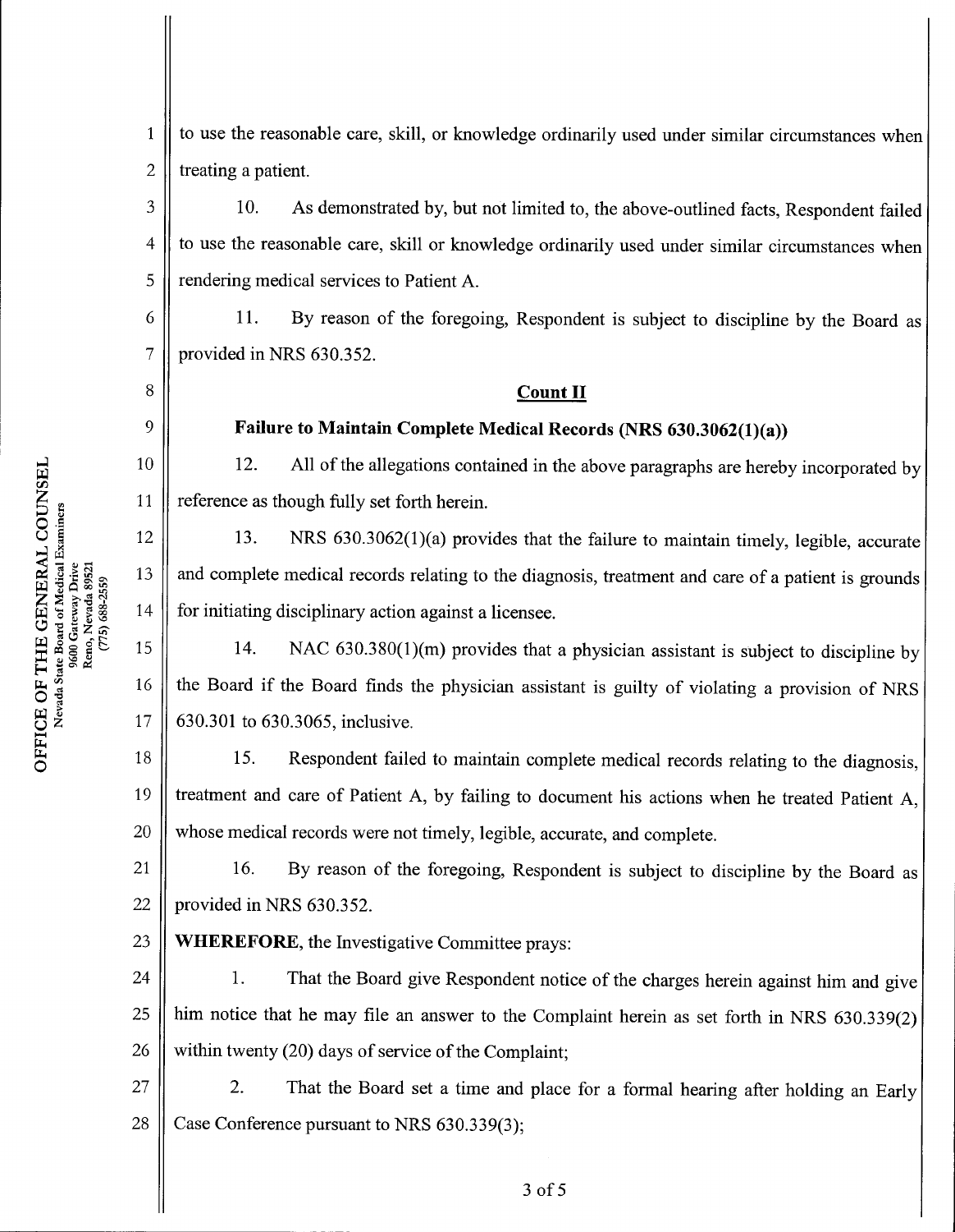to use the reasonable care, skill, or knowledge ordinarily used under similar circumstances when treating a patient.

10. As demonstrated by, but not limited to, the above-outlined facts, Respondent failed to use the reasonable care, skill or knowledge ordinarily used under similar circumstances when rendering medical services to Patient A.

11. By reason of the foregoing, Respondent is subject to discipline by the Board as provided in NRS 630.352.

## Count II

### Failure to Maintain Complete Medical Records (NRS 630.3062(1)(a))

12. All of the allegations contained in the above paragraphs are hereby incorporated by reference as though fully set forth herein.

13. NRS 630.3062(1)(a) provides that the failure to maintain timely, legible, accurate and complete medical records relating to the diagnosis, treatment and care of a patient is grounds for initiating disciplinary action against a licensee.

14. NAC 630.380(1)(m) provides that a physician assistant is subject to discipline by the Board if the Board finds the physician assistant is guilty of violating a provision of NRS 630.301 to 630.3065, inclusive.

15. Respondent failed to maintain complete medical records relating to the diagnosis, treatment and care of Patient A, by failing to document his actions when he treated Patient A, whose medical records were not timely, legible, accurate, and complete.

16. By reason of the foregoing, Respondent is subject to discipline by the Board as provided in NRS 630.352.

**WHEREFORE**, the Investigative Committee prays:

1. That the Board give Respondent notice of the charges herein against him and give him notice that he may file an answer to the Complaint herein as set forth in NRS 630.339(2) within twenty (20) days of service of the Complaint;

2. That the Board set a time and place for a formal hearing after holding an Early Case Conference pursuant to NRS 630.339(3);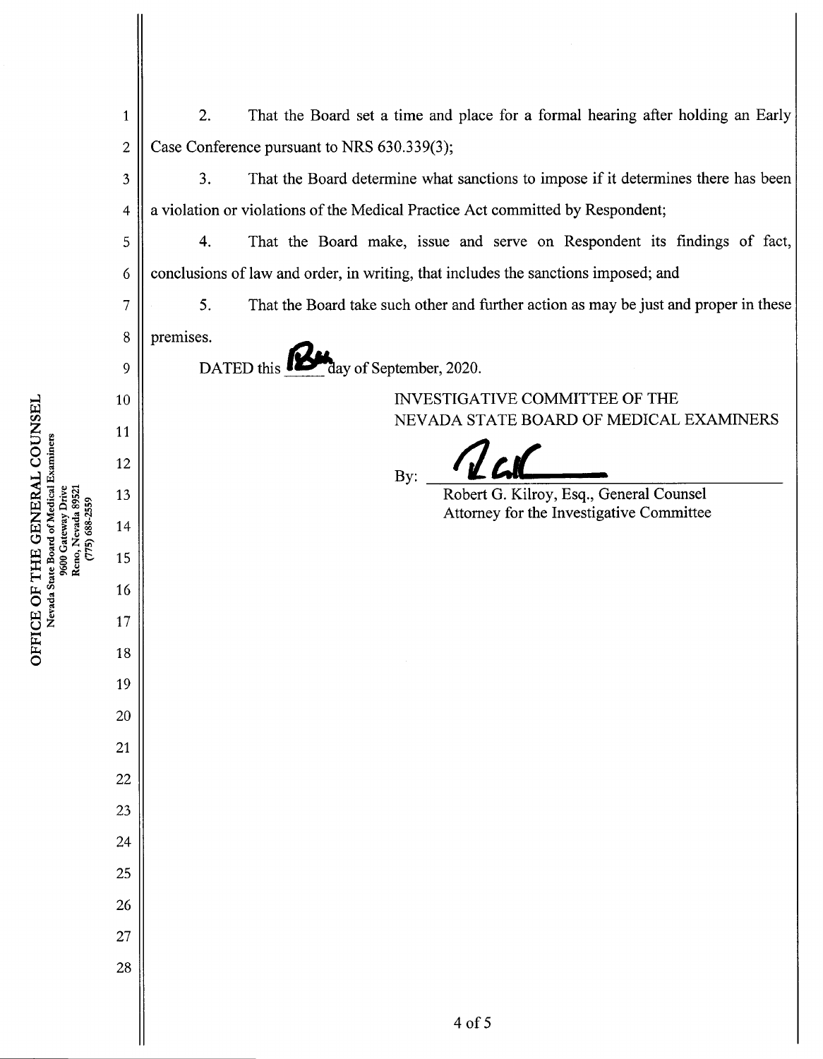2. That the Board set a time and place for a formal hearing after holding an Early Case Conference pursuant to NRS 630.339(3);

3. That the Board determine what sanctions to impose if it determines there has been a violation or violations of the Medical Practice Act committed by Respondent;

4. That the Board make, issue and serve on Respondent its findings of fact, conclusions of law and order, in writing, that includes the sanctions imposed; and

5. That the Board take such other and further action as may be just and proper in these premises.

DATED this 18th day of September, 2020.

INVESTIGATIVE COMMITTEE OF THE
NEVADA STATE BOARD OF MEDICAL EXAMINERS

By: ______________________________
Robert G. Kilroy, Esq., General Counsel
Attorney for the Investigative Committee

OFFICE OF THE GENERAL COUNSEL
Nevada State Board of Medical Examiners
9600 Gateway Drive
Reno, Nevada 89521
(775) 688-2559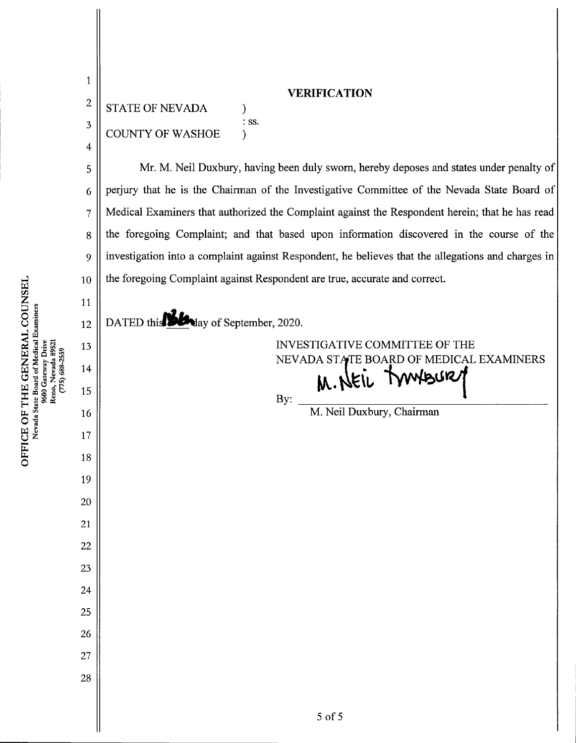## VERIFICATION

STATE OF NEVADA )
: ss.
COUNTY OF WASHOE )

Mr. M. Neil Duxbury, having been duly sworn, hereby deposes and states under penalty of perjury that he is the Chairman of the Investigative Committee of the Nevada State Board of Medical Examiners that authorized the Complaint against the Respondent herein; that he has read the foregoing Complaint; and that based upon information discovered in the course of the investigation into a complaint against Respondent, he believes that the allegations and charges in the foregoing Complaint against Respondent are true, accurate and correct.

DATED this 18th day of September, 2020.

INVESTIGATIVE COMMITTEE OF THE
NEVADA STATE BOARD OF MEDICAL EXAMINERS

By: M. Neil Duxbury

M. Neil Duxbury, Chairman

OFFICE OF THE GENERAL COUNSEL
Nevada State Board of Medical Examiners
9600 Gateway Drive
Reno, Nevada 89521
(775) 688-2559